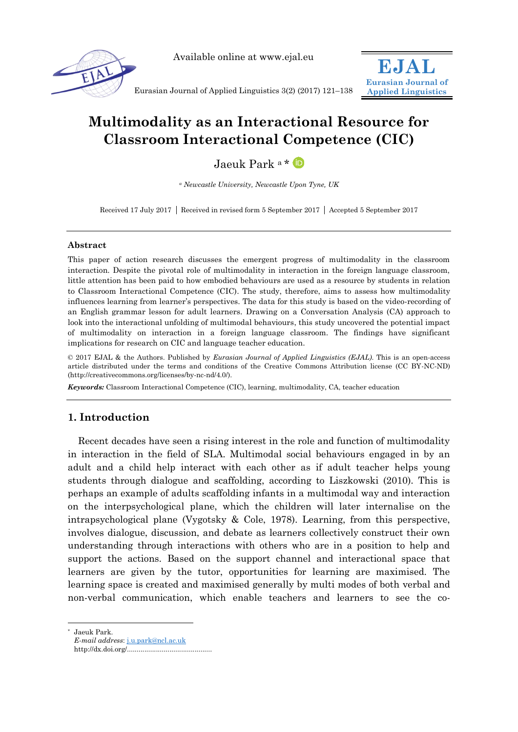# Multimodality as an Interactional Resource for Classroom Interactional Competence (CIC)

Jaeuk Park [a] *

[a] *Newcastle University, Newcastle Upon Tyne, UK*

Received 17 July 2017 | Received in revised form 5 September 2017 | Accepted 5 September 2017

---

### Abstract

This paper of action research discusses the emergent progress of multimodality in the classroom interaction. Despite the pivotal role of multimodality in interaction in the foreign language classroom, little attention has been paid to how embodied behaviours are used as a resource by students in relation to Classroom Interactional Competence (CIC). The study, therefore, aims to assess how multimodality influences learning from learner's perspectives. The data for this study is based on the video-recording of an English grammar lesson for adult learners. Drawing on a Conversation Analysis (CA) approach to look into the interactional unfolding of multimodal behaviours, this study uncovered the potential impact of multimodality on interaction in a foreign language classroom. The findings have significant implications for research on CIC and language teacher education.

© 2017 EJAL & the Authors. Published by *Eurasian Journal of Applied Linguistics (EJAL)*. This is an open-access article distributed under the terms and conditions of the Creative Commons Attribution license (CC BY-NC-ND) (http://creativecommons.org/licenses/by-nc-nd/4.0/).

***Keywords:*** Classroom Interactional Competence (CIC), learning, multimodality, CA, teacher education

---

## 1. Introduction

Recent decades have seen a rising interest in the role and function of multimodality in interaction in the field of SLA. Multimodal social behaviours engaged in by an adult and a child help interact with each other as if adult teacher helps young students through dialogue and scaffolding, according to Liszkowski (2010). This is perhaps an example of adults scaffolding infants in a multimodal way and interaction on the interpsychological plane, which the children will later internalise on the intrapsychological plane (Vygotsky & Cole, 1978). Learning, from this perspective, involves dialogue, discussion, and debate as learners collectively construct their own understanding through interactions with others who are in a position to help and support the actions. Based on the support channel and interactional space that learners are given by the tutor, opportunities for learning are maximised. The learning space is created and maximised generally by multi modes of both verbal and non-verbal communication, which enable teachers and learners to see the co-

---

* Jaeuk Park.
*E-mail address*: j.u.park@ncl.ac.uk
http://dx.doi.org/............................................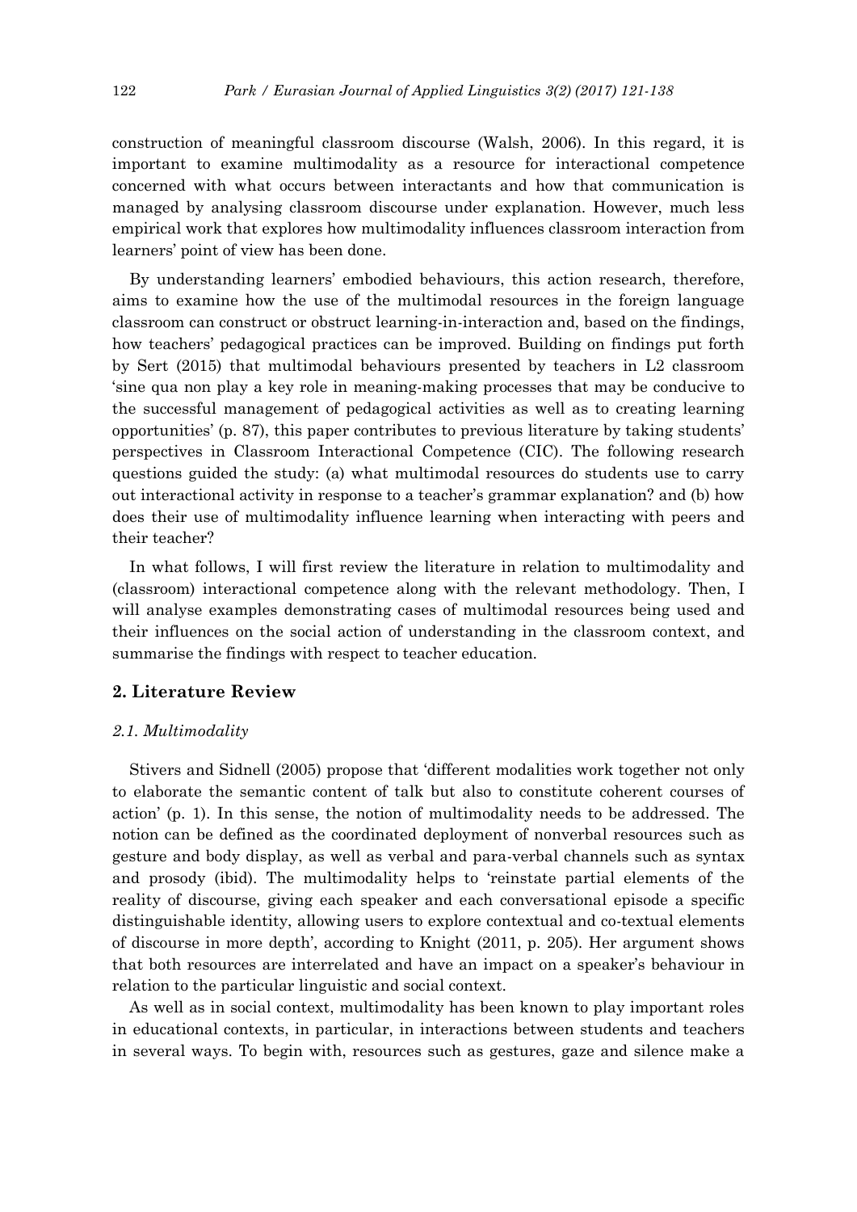construction of meaningful classroom discourse (Walsh, 2006). In this regard, it is important to examine multimodality as a resource for interactional competence concerned with what occurs between interactants and how that communication is managed by analysing classroom discourse under explanation. However, much less empirical work that explores how multimodality influences classroom interaction from learners' point of view has been done.

By understanding learners' embodied behaviours, this action research, therefore, aims to examine how the use of the multimodal resources in the foreign language classroom can construct or obstruct learning-in-interaction and, based on the findings, how teachers' pedagogical practices can be improved. Building on findings put forth by Sert (2015) that multimodal behaviours presented by teachers in L2 classroom 'sine qua non play a key role in meaning-making processes that may be conducive to the successful management of pedagogical activities as well as to creating learning opportunities' (p. 87), this paper contributes to previous literature by taking students' perspectives in Classroom Interactional Competence (CIC). The following research questions guided the study: (a) what multimodal resources do students use to carry out interactional activity in response to a teacher's grammar explanation? and (b) how does their use of multimodality influence learning when interacting with peers and their teacher?

In what follows, I will first review the literature in relation to multimodality and (classroom) interactional competence along with the relevant methodology. Then, I will analyse examples demonstrating cases of multimodal resources being used and their influences on the social action of understanding in the classroom context, and summarise the findings with respect to teacher education.

## 2. Literature Review

### 2.1. Multimodality

Stivers and Sidnell (2005) propose that 'different modalities work together not only to elaborate the semantic content of talk but also to constitute coherent courses of action' (p. 1). In this sense, the notion of multimodality needs to be addressed. The notion can be defined as the coordinated deployment of nonverbal resources such as gesture and body display, as well as verbal and para-verbal channels such as syntax and prosody (ibid). The multimodality helps to 'reinstate partial elements of the reality of discourse, giving each speaker and each conversational episode a specific distinguishable identity, allowing users to explore contextual and co-textual elements of discourse in more depth', according to Knight (2011, p. 205). Her argument shows that both resources are interrelated and have an impact on a speaker's behaviour in relation to the particular linguistic and social context.

As well as in social context, multimodality has been known to play important roles in educational contexts, in particular, in interactions between students and teachers in several ways. To begin with, resources such as gestures, gaze and silence make a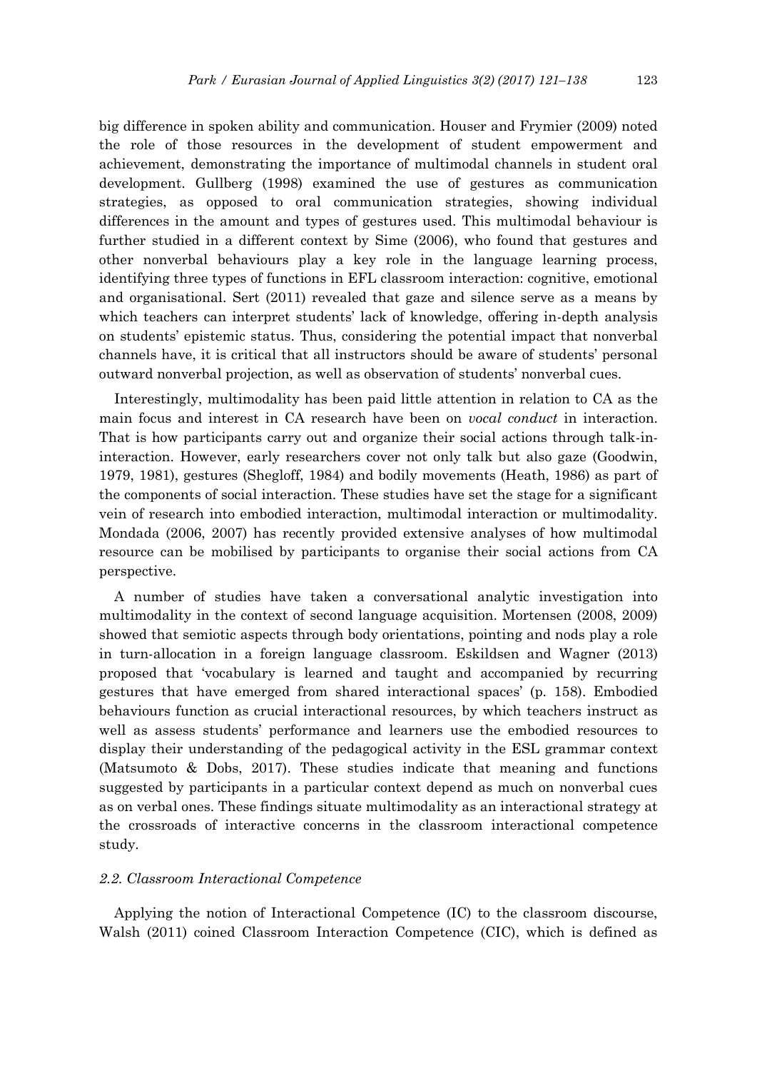big difference in spoken ability and communication. Houser and Frymier (2009) noted the role of those resources in the development of student empowerment and achievement, demonstrating the importance of multimodal channels in student oral development. Gullberg (1998) examined the use of gestures as communication strategies, as opposed to oral communication strategies, showing individual differences in the amount and types of gestures used. This multimodal behaviour is further studied in a different context by Sime (2006), who found that gestures and other nonverbal behaviours play a key role in the language learning process, identifying three types of functions in EFL classroom interaction: cognitive, emotional and organisational. Sert (2011) revealed that gaze and silence serve as a means by which teachers can interpret students' lack of knowledge, offering in-depth analysis on students' epistemic status. Thus, considering the potential impact that nonverbal channels have, it is critical that all instructors should be aware of students' personal outward nonverbal projection, as well as observation of students' nonverbal cues.

Interestingly, multimodality has been paid little attention in relation to CA as the main focus and interest in CA research have been on *vocal conduct* in interaction. That is how participants carry out and organize their social actions through talk-in-interaction. However, early researchers cover not only talk but also gaze (Goodwin, 1979, 1981), gestures (Shegloff, 1984) and bodily movements (Heath, 1986) as part of the components of social interaction. These studies have set the stage for a significant vein of research into embodied interaction, multimodal interaction or multimodality. Mondada (2006, 2007) has recently provided extensive analyses of how multimodal resource can be mobilised by participants to organise their social actions from CA perspective.

A number of studies have taken a conversational analytic investigation into multimodality in the context of second language acquisition. Mortensen (2008, 2009) showed that semiotic aspects through body orientations, pointing and nods play a role in turn-allocation in a foreign language classroom. Eskildsen and Wagner (2013) proposed that 'vocabulary is learned and taught and accompanied by recurring gestures that have emerged from shared interactional spaces' (p. 158). Embodied behaviours function as crucial interactional resources, by which teachers instruct as well as assess students' performance and learners use the embodied resources to display their understanding of the pedagogical activity in the ESL grammar context (Matsumoto & Dobs, 2017). These studies indicate that meaning and functions suggested by participants in a particular context depend as much on nonverbal cues as on verbal ones. These findings situate multimodality as an interactional strategy at the crossroads of interactive concerns in the classroom interactional competence study.

### *2.2. Classroom Interactional Competence*

Applying the notion of Interactional Competence (IC) to the classroom discourse, Walsh (2011) coined Classroom Interaction Competence (CIC), which is defined as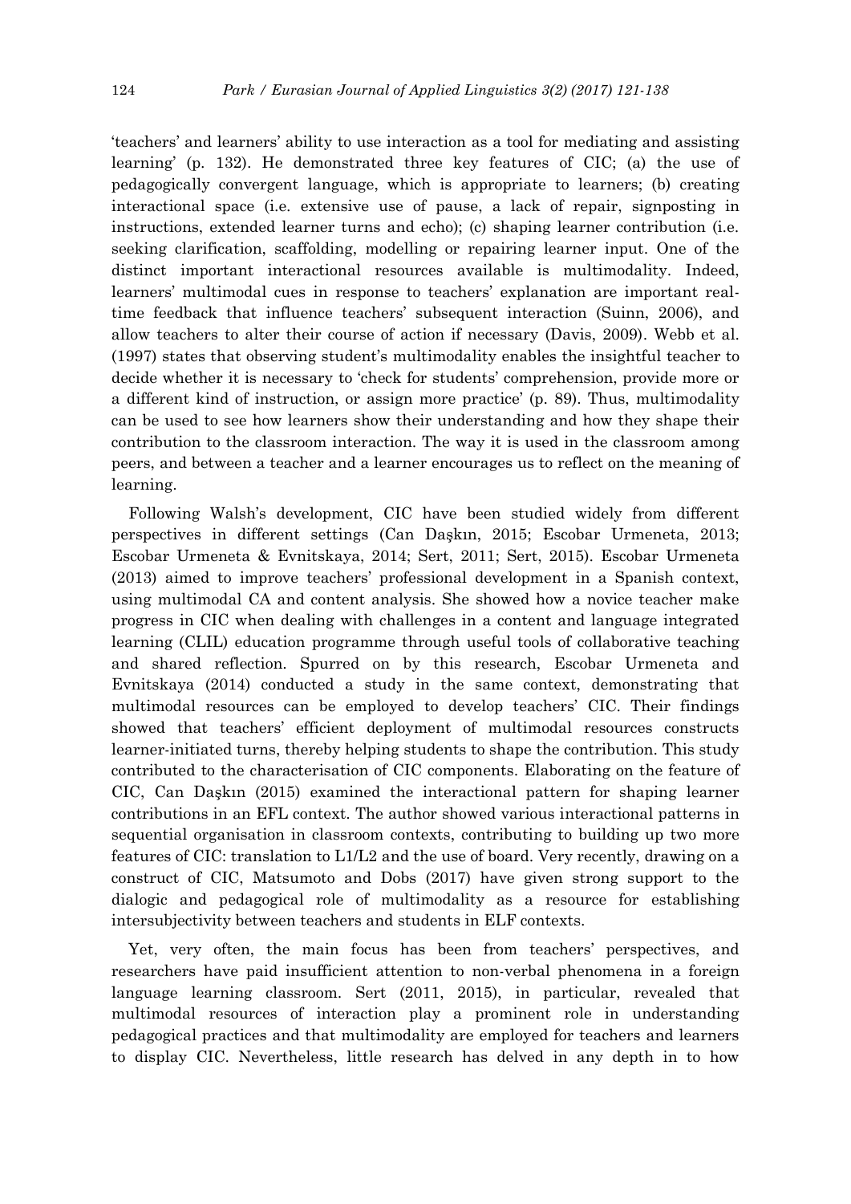'teachers' and learners' ability to use interaction as a tool for mediating and assisting learning' (p. 132). He demonstrated three key features of CIC; (a) the use of pedagogically convergent language, which is appropriate to learners; (b) creating interactional space (i.e. extensive use of pause, a lack of repair, signposting in instructions, extended learner turns and echo); (c) shaping learner contribution (i.e. seeking clarification, scaffolding, modelling or repairing learner input. One of the distinct important interactional resources available is multimodality. Indeed, learners' multimodal cues in response to teachers' explanation are important real-time feedback that influence teachers' subsequent interaction (Suinn, 2006), and allow teachers to alter their course of action if necessary (Davis, 2009). Webb et al. (1997) states that observing student's multimodality enables the insightful teacher to decide whether it is necessary to 'check for students' comprehension, provide more or a different kind of instruction, or assign more practice' (p. 89). Thus, multimodality can be used to see how learners show their understanding and how they shape their contribution to the classroom interaction. The way it is used in the classroom among peers, and between a teacher and a learner encourages us to reflect on the meaning of learning.

Following Walsh's development, CIC have been studied widely from different perspectives in different settings (Can Daşkın, 2015; Escobar Urmeneta, 2013; Escobar Urmeneta & Evnitskaya, 2014; Sert, 2011; Sert, 2015). Escobar Urmeneta (2013) aimed to improve teachers' professional development in a Spanish context, using multimodal CA and content analysis. She showed how a novice teacher make progress in CIC when dealing with challenges in a content and language integrated learning (CLIL) education programme through useful tools of collaborative teaching and shared reflection. Spurred on by this research, Escobar Urmeneta and Evnitskaya (2014) conducted a study in the same context, demonstrating that multimodal resources can be employed to develop teachers' CIC. Their findings showed that teachers' efficient deployment of multimodal resources constructs learner-initiated turns, thereby helping students to shape the contribution. This study contributed to the characterisation of CIC components. Elaborating on the feature of CIC, Can Daşkın (2015) examined the interactional pattern for shaping learner contributions in an EFL context. The author showed various interactional patterns in sequential organisation in classroom contexts, contributing to building up two more features of CIC: translation to L1/L2 and the use of board. Very recently, drawing on a construct of CIC, Matsumoto and Dobs (2017) have given strong support to the dialogic and pedagogical role of multimodality as a resource for establishing intersubjectivity between teachers and students in ELF contexts.

Yet, very often, the main focus has been from teachers' perspectives, and researchers have paid insufficient attention to non-verbal phenomena in a foreign language learning classroom. Sert (2011, 2015), in particular, revealed that multimodal resources of interaction play a prominent role in understanding pedagogical practices and that multimodality are employed for teachers and learners to display CIC. Nevertheless, little research has delved in any depth in to how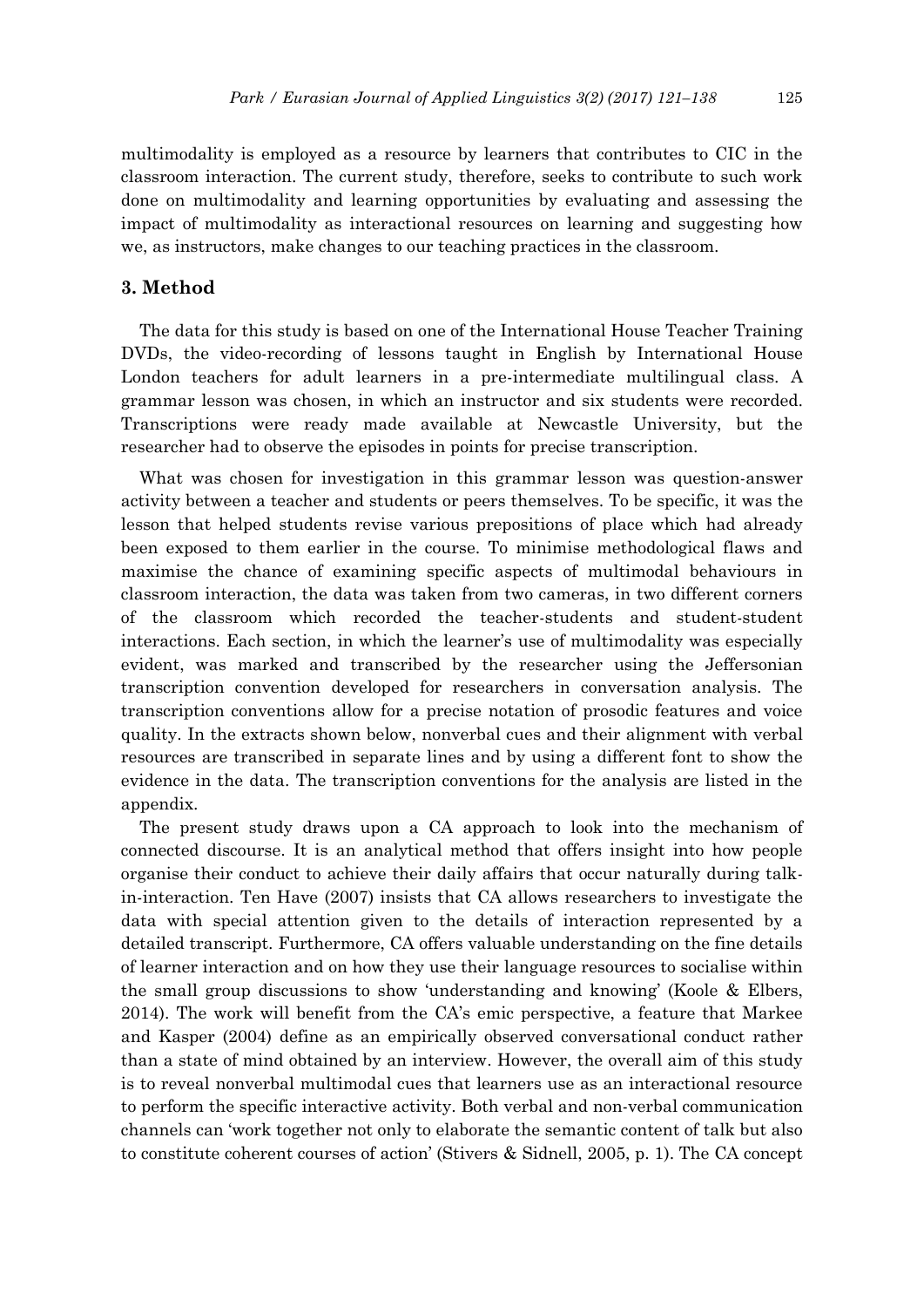multimodality is employed as a resource by learners that contributes to CIC in the classroom interaction. The current study, therefore, seeks to contribute to such work done on multimodality and learning opportunities by evaluating and assessing the impact of multimodality as interactional resources on learning and suggesting how we, as instructors, make changes to our teaching practices in the classroom.

## 3. Method

The data for this study is based on one of the International House Teacher Training DVDs, the video-recording of lessons taught in English by International House London teachers for adult learners in a pre-intermediate multilingual class. A grammar lesson was chosen, in which an instructor and six students were recorded. Transcriptions were ready made available at Newcastle University, but the researcher had to observe the episodes in points for precise transcription.

What was chosen for investigation in this grammar lesson was question-answer activity between a teacher and students or peers themselves. To be specific, it was the lesson that helped students revise various prepositions of place which had already been exposed to them earlier in the course. To minimise methodological flaws and maximise the chance of examining specific aspects of multimodal behaviours in classroom interaction, the data was taken from two cameras, in two different corners of the classroom which recorded the teacher-students and student-student interactions. Each section, in which the learner's use of multimodality was especially evident, was marked and transcribed by the researcher using the Jeffersonian transcription convention developed for researchers in conversation analysis. The transcription conventions allow for a precise notation of prosodic features and voice quality. In the extracts shown below, nonverbal cues and their alignment with verbal resources are transcribed in separate lines and by using a different font to show the evidence in the data. The transcription conventions for the analysis are listed in the appendix.

The present study draws upon a CA approach to look into the mechanism of connected discourse. It is an analytical method that offers insight into how people organise their conduct to achieve their daily affairs that occur naturally during talk-in-interaction. Ten Have (2007) insists that CA allows researchers to investigate the data with special attention given to the details of interaction represented by a detailed transcript. Furthermore, CA offers valuable understanding on the fine details of learner interaction and on how they use their language resources to socialise within the small group discussions to show 'understanding and knowing' (Koole & Elbers, 2014). The work will benefit from the CA's emic perspective, a feature that Markee and Kasper (2004) define as an empirically observed conversational conduct rather than a state of mind obtained by an interview. However, the overall aim of this study is to reveal nonverbal multimodal cues that learners use as an interactional resource to perform the specific interactive activity. Both verbal and non-verbal communication channels can 'work together not only to elaborate the semantic content of talk but also to constitute coherent courses of action' (Stivers & Sidnell, 2005, p. 1). The CA concept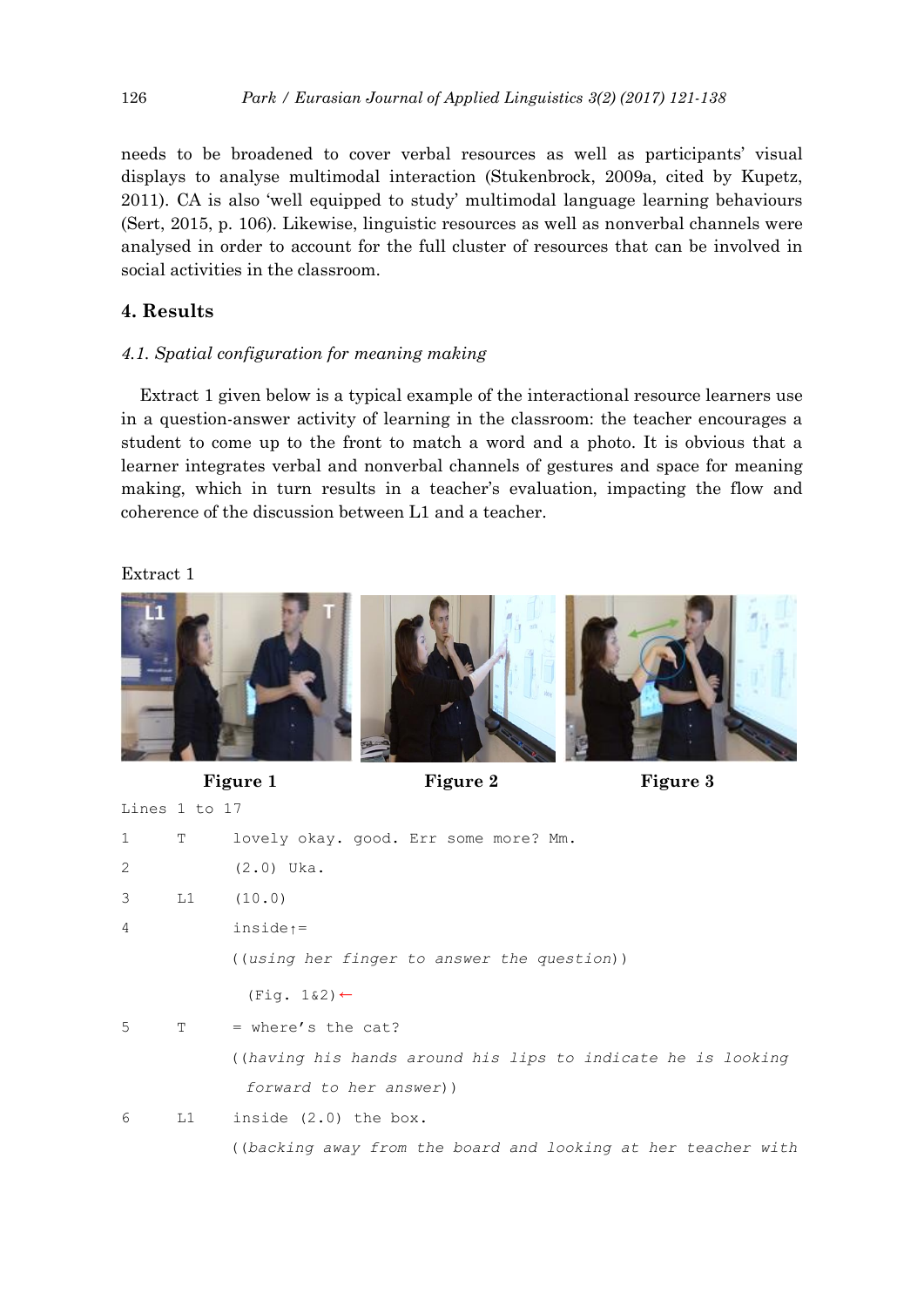needs to be broadened to cover verbal resources as well as participants' visual displays to analyse multimodal interaction (Stukenbrock, 2009a, cited by Kupetz, 2011). CA is also 'well equipped to study' multimodal language learning behaviours (Sert, 2015, p. 106). Likewise, linguistic resources as well as nonverbal channels were analysed in order to account for the full cluster of resources that can be involved in social activities in the classroom.

## 4. Results

### *4.1. Spatial configuration for meaning making*

Extract 1 given below is a typical example of the interactional resource learners use in a question-answer activity of learning in the classroom: the teacher encourages a student to come up to the front to match a word and a photo. It is obvious that a learner integrates verbal and nonverbal channels of gestures and space for meaning making, which in turn results in a teacher's evaluation, impacting the flow and coherence of the discussion between L1 and a teacher.

Extract 1

**Figure 1** **Figure 2** **Figure 3**

```
Lines 1 to 17
1    T    lovely okay. good. Err some more? Mm.
2         (2.0) Uka.
3    L1   (10.0)
4         inside↑=
          ((using her finger to answer the question))
            (Fig. 1&2)←
5    T    = where's the cat?
          ((having his hands around his lips to indicate he is looking
            forward to her answer))
6    L1   inside (2.0) the box.
          ((backing away from the board and looking at her teacher with
```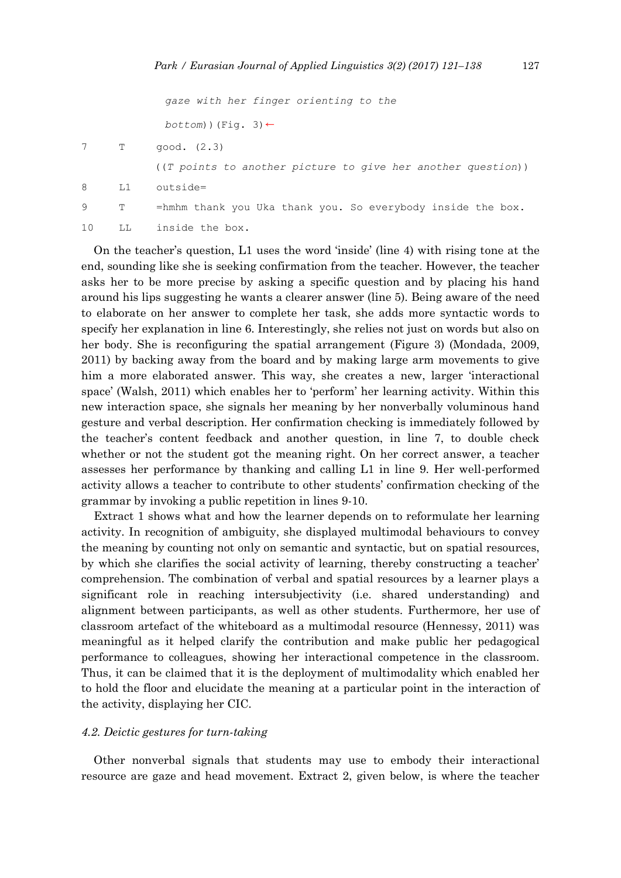```
              gaze with her finger orienting to the
              bottom))(Fig. 3)←
7      T      good. (2.3)
              ((T points to another picture to give her another question))
8      L1     outside=
9      T      =hmhm thank you Uka thank you. So everybody inside the box.
10     LL     inside the box.
```

On the teacher's question, L1 uses the word 'inside' (line 4) with rising tone at the end, sounding like she is seeking confirmation from the teacher. However, the teacher asks her to be more precise by asking a specific question and by placing his hand around his lips suggesting he wants a clearer answer (line 5). Being aware of the need to elaborate on her answer to complete her task, she adds more syntactic words to specify her explanation in line 6. Interestingly, she relies not just on words but also on her body. She is reconfiguring the spatial arrangement (Figure 3) (Mondada, 2009, 2011) by backing away from the board and by making large arm movements to give him a more elaborated answer. This way, she creates a new, larger 'interactional space' (Walsh, 2011) which enables her to 'perform' her learning activity. Within this new interaction space, she signals her meaning by her nonverbally voluminous hand gesture and verbal description. Her confirmation checking is immediately followed by the teacher's content feedback and another question, in line 7, to double check whether or not the student got the meaning right. On her correct answer, a teacher assesses her performance by thanking and calling L1 in line 9. Her well-performed activity allows a teacher to contribute to other students' confirmation checking of the grammar by invoking a public repetition in lines 9-10.

Extract 1 shows what and how the learner depends on to reformulate her learning activity. In recognition of ambiguity, she displayed multimodal behaviours to convey the meaning by counting not only on semantic and syntactic, but on spatial resources, by which she clarifies the social activity of learning, thereby constructing a teacher' comprehension. The combination of verbal and spatial resources by a learner plays a significant role in reaching intersubjectivity (i.e. shared understanding) and alignment between participants, as well as other students. Furthermore, her use of classroom artefact of the whiteboard as a multimodal resource (Hennessy, 2011) was meaningful as it helped clarify the contribution and make public her pedagogical performance to colleagues, showing her interactional competence in the classroom. Thus, it can be claimed that it is the deployment of multimodality which enabled her to hold the floor and elucidate the meaning at a particular point in the interaction of the activity, displaying her CIC.

### *4.2. Deictic gestures for turn-taking*

Other nonverbal signals that students may use to embody their interactional resource are gaze and head movement. Extract 2, given below, is where the teacher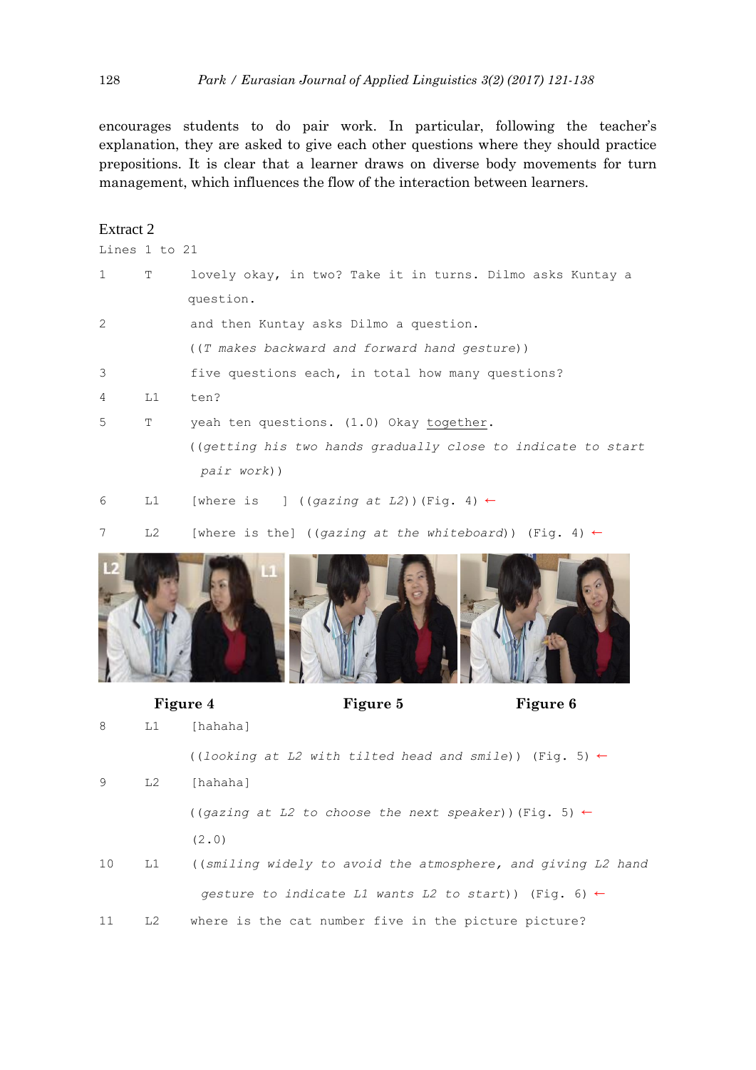encourages students to do pair work. In particular, following the teacher's explanation, they are asked to give each other questions where they should practice prepositions. It is clear that a learner draws on diverse body movements for turn management, which influences the flow of the interaction between learners.

Extract 2

Lines 1 to 21

```
1    T    lovely okay, in two? Take it in turns. Dilmo asks Kuntay a
          question.
2         and then Kuntay asks Dilmo a question.
          ((T makes backward and forward hand gesture))
3         five questions each, in total how many questions?
4    L1   ten?
5    T    yeah ten questions. (1.0) Okay together.
          ((getting his two hands gradually close to indicate to start
           pair work))
6    L1   [where is   ] ((gazing at L2))(Fig. 4) ←
7    L2   [where is the] ((gazing at the whiteboard)) (Fig. 4) ←
```

**Figure 4** **Figure 5** **Figure 6**

```
8    L1   [hahaha]
          ((looking at L2 with tilted head and smile)) (Fig. 5) ←
9    L2   [hahaha]
          ((gazing at L2 to choose the next speaker))(Fig. 5) ←
          (2.0)
10   L1   ((smiling widely to avoid the atmosphere, and giving L2 hand
           gesture to indicate L1 wants L2 to start)) (Fig. 6) ←
11   L2   where is the cat number five in the picture picture?
```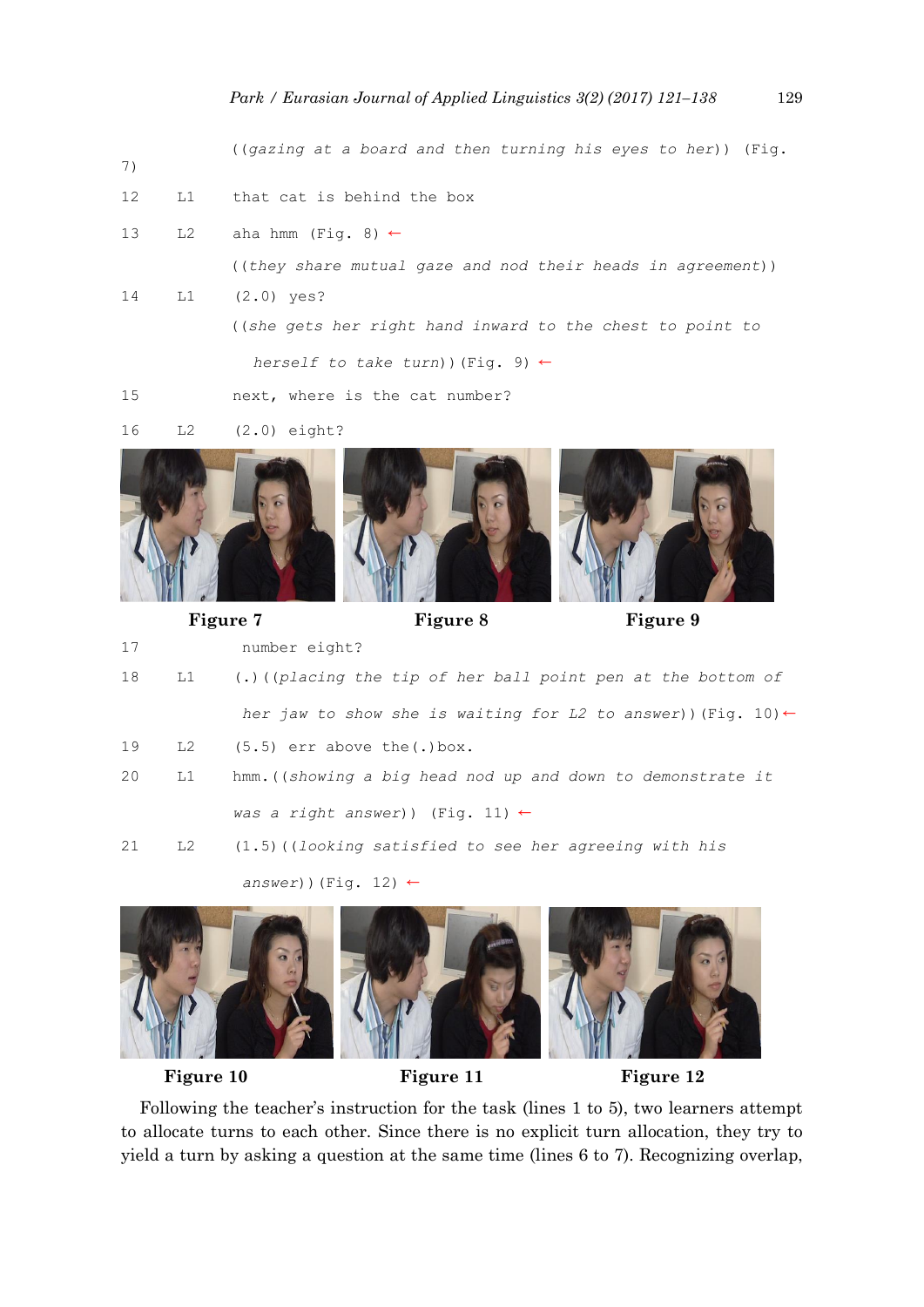```
            ((gazing at a board and then turning his eyes to her)) (Fig.
7)
12    L1    that cat is behind the box
13    L2    aha hmm (Fig. 8) ←
            ((they share mutual gaze and nod their heads in agreement))
14    L1    (2.0) yes?
            ((she gets her right hand inward to the chest to point to
              herself to take turn))(Fig. 9) ←
15          next, where is the cat number?
16    L2    (2.0) eight?
```

Figure 7 Figure 8 Figure 9

```
17          number eight?
18    L1    (.)((placing the tip of her ball point pen at the bottom of
             her jaw to show she is waiting for L2 to answer))(Fig. 10)←
19    L2    (5.5) err above the(.)box.
20    L1    hmm.((showing a big head nod up and down to demonstrate it
            was a right answer)) (Fig. 11) ←
21    L2    (1.5)((looking satisfied to see her agreeing with his
             answer))(Fig. 12) ←
```

Figure 10 Figure 11 Figure 12

Following the teacher's instruction for the task (lines 1 to 5), two learners attempt to allocate turns to each other. Since there is no explicit turn allocation, they try to yield a turn by asking a question at the same time (lines 6 to 7). Recognizing overlap,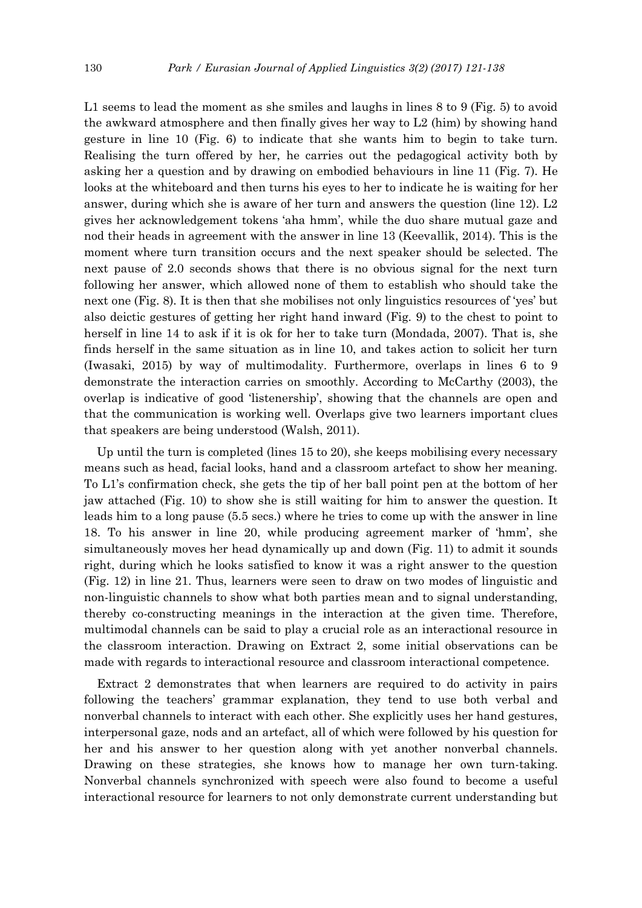L1 seems to lead the moment as she smiles and laughs in lines 8 to 9 (Fig. 5) to avoid the awkward atmosphere and then finally gives her way to L2 (him) by showing hand gesture in line 10 (Fig. 6) to indicate that she wants him to begin to take turn. Realising the turn offered by her, he carries out the pedagogical activity both by asking her a question and by drawing on embodied behaviours in line 11 (Fig. 7). He looks at the whiteboard and then turns his eyes to her to indicate he is waiting for her answer, during which she is aware of her turn and answers the question (line 12). L2 gives her acknowledgement tokens 'aha hmm', while the duo share mutual gaze and nod their heads in agreement with the answer in line 13 (Keevallik, 2014). This is the moment where turn transition occurs and the next speaker should be selected. The next pause of 2.0 seconds shows that there is no obvious signal for the next turn following her answer, which allowed none of them to establish who should take the next one (Fig. 8). It is then that she mobilises not only linguistics resources of 'yes' but also deictic gestures of getting her right hand inward (Fig. 9) to the chest to point to herself in line 14 to ask if it is ok for her to take turn (Mondada, 2007). That is, she finds herself in the same situation as in line 10, and takes action to solicit her turn (Iwasaki, 2015) by way of multimodality. Furthermore, overlaps in lines 6 to 9 demonstrate the interaction carries on smoothly. According to McCarthy (2003), the overlap is indicative of good 'listenership', showing that the channels are open and that the communication is working well. Overlaps give two learners important clues that speakers are being understood (Walsh, 2011).

Up until the turn is completed (lines 15 to 20), she keeps mobilising every necessary means such as head, facial looks, hand and a classroom artefact to show her meaning. To L1's confirmation check, she gets the tip of her ball point pen at the bottom of her jaw attached (Fig. 10) to show she is still waiting for him to answer the question. It leads him to a long pause (5.5 secs.) where he tries to come up with the answer in line 18. To his answer in line 20, while producing agreement marker of 'hmm', she simultaneously moves her head dynamically up and down (Fig. 11) to admit it sounds right, during which he looks satisfied to know it was a right answer to the question (Fig. 12) in line 21. Thus, learners were seen to draw on two modes of linguistic and non-linguistic channels to show what both parties mean and to signal understanding, thereby co-constructing meanings in the interaction at the given time. Therefore, multimodal channels can be said to play a crucial role as an interactional resource in the classroom interaction. Drawing on Extract 2, some initial observations can be made with regards to interactional resource and classroom interactional competence.

Extract 2 demonstrates that when learners are required to do activity in pairs following the teachers' grammar explanation, they tend to use both verbal and nonverbal channels to interact with each other. She explicitly uses her hand gestures, interpersonal gaze, nods and an artefact, all of which were followed by his question for her and his answer to her question along with yet another nonverbal channels. Drawing on these strategies, she knows how to manage her own turn-taking. Nonverbal channels synchronized with speech were also found to become a useful interactional resource for learners to not only demonstrate current understanding but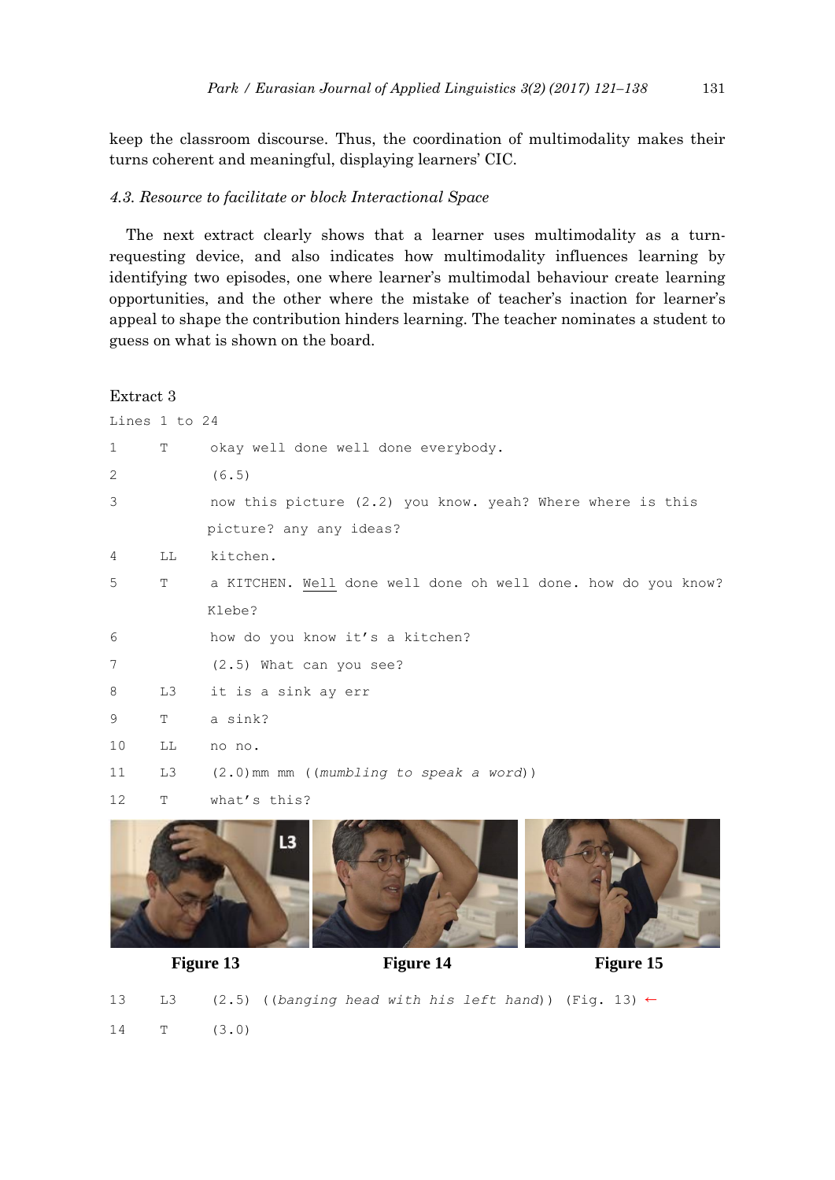keep the classroom discourse. Thus, the coordination of multimodality makes their turns coherent and meaningful, displaying learners' CIC.

### *4.3. Resource to facilitate or block Interactional Space*

The next extract clearly shows that a learner uses multimodality as a turn-requesting device, and also indicates how multimodality influences learning by identifying two episodes, one where learner's multimodal behaviour create learning opportunities, and the other where the mistake of teacher's inaction for learner's appeal to shape the contribution hinders learning. The teacher nominates a student to guess on what is shown on the board.

Extract 3

```
Lines 1 to 24

1     T     okay well done well done everybody.
2           (6.5)
3           now this picture (2.2) you know. yeah? Where where is this
            picture? any any ideas?
4     LL    kitchen.
5     T     a KITCHEN. Well done well done oh well done. how do you know?
            Klebe?
6           how do you know it's a kitchen?
7           (2.5) What can you see?
8     L3    it is a sink ay err
9     T     a sink?
10    LL    no no.
11    L3    (2.0)mm mm ((mumbling to speak a word))
12    T     what's this?
```

**Figure 13** **Figure 14** **Figure 15**

```
13    L3    (2.5) ((banging head with his left hand)) (Fig. 13) ←
14    T     (3.0)
```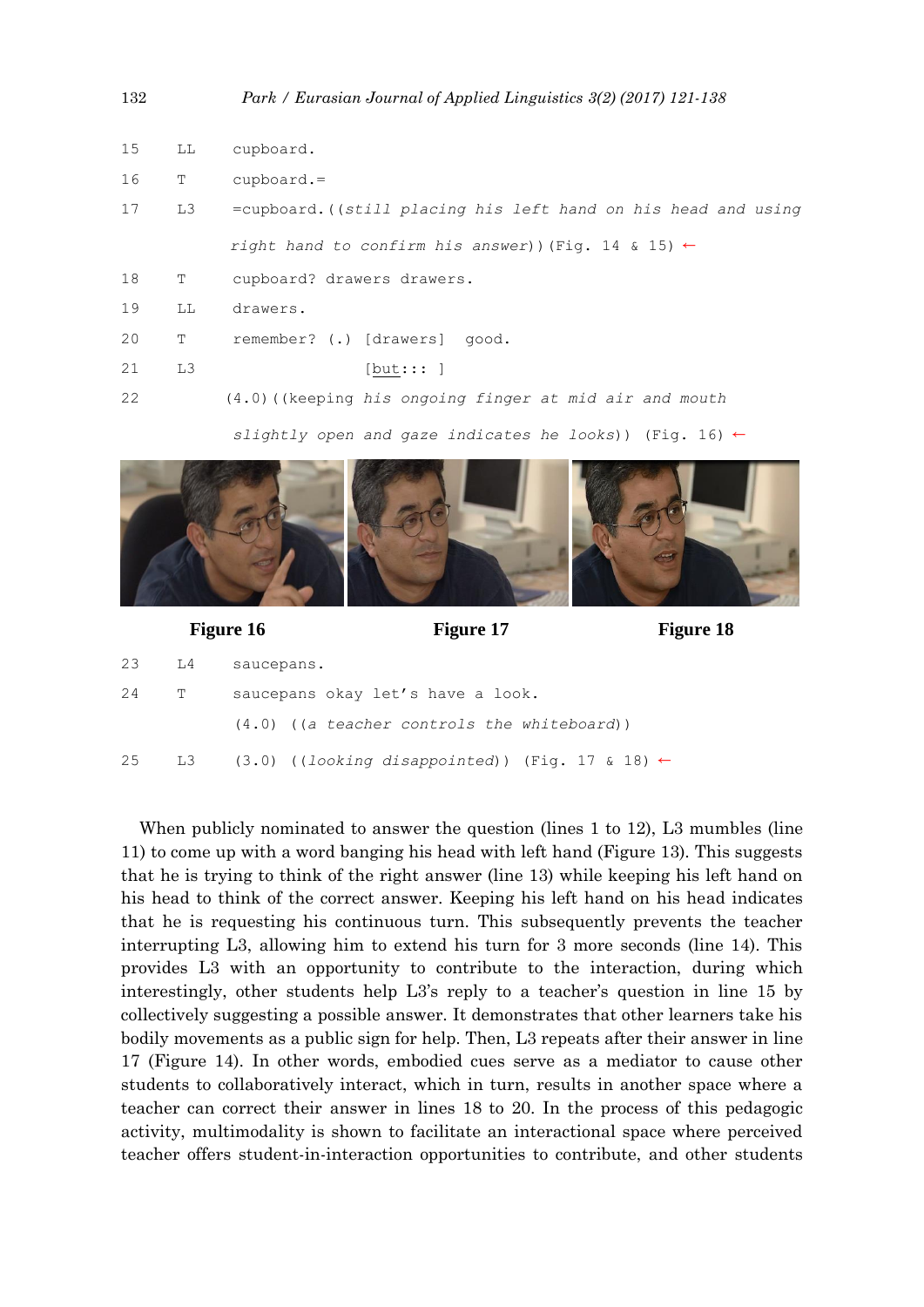```
15    LL    cupboard.
16    T     cupboard.=
17    L3    =cupboard.((still placing his left hand on his head and using
            right hand to confirm his answer))(Fig. 14 & 15) ←
18    T     cupboard? drawers drawers.
19    LL    drawers.
20    T     remember? (.) [drawers]  good.
21    L3                  [but::: ]
22          (4.0)((keeping his ongoing finger at mid air and mouth
            slightly open and gaze indicates he looks)) (Fig. 16) ←
```

**Figure 16** **Figure 17** **Figure 18**

```
23    L4    saucepans.
24    T     saucepans okay let's have a look.
            (4.0) ((a teacher controls the whiteboard))
25    L3    (3.0) ((looking disappointed)) (Fig. 17 & 18) ←
```

When publicly nominated to answer the question (lines 1 to 12), L3 mumbles (line 11) to come up with a word banging his head with left hand (Figure 13). This suggests that he is trying to think of the right answer (line 13) while keeping his left hand on his head to think of the correct answer. Keeping his left hand on his head indicates that he is requesting his continuous turn. This subsequently prevents the teacher interrupting L3, allowing him to extend his turn for 3 more seconds (line 14). This provides L3 with an opportunity to contribute to the interaction, during which interestingly, other students help L3's reply to a teacher's question in line 15 by collectively suggesting a possible answer. It demonstrates that other learners take his bodily movements as a public sign for help. Then, L3 repeats after their answer in line 17 (Figure 14). In other words, embodied cues serve as a mediator to cause other students to collaboratively interact, which in turn, results in another space where a teacher can correct their answer in lines 18 to 20. In the process of this pedagogic activity, multimodality is shown to facilitate an interactional space where perceived teacher offers student-in-interaction opportunities to contribute, and other students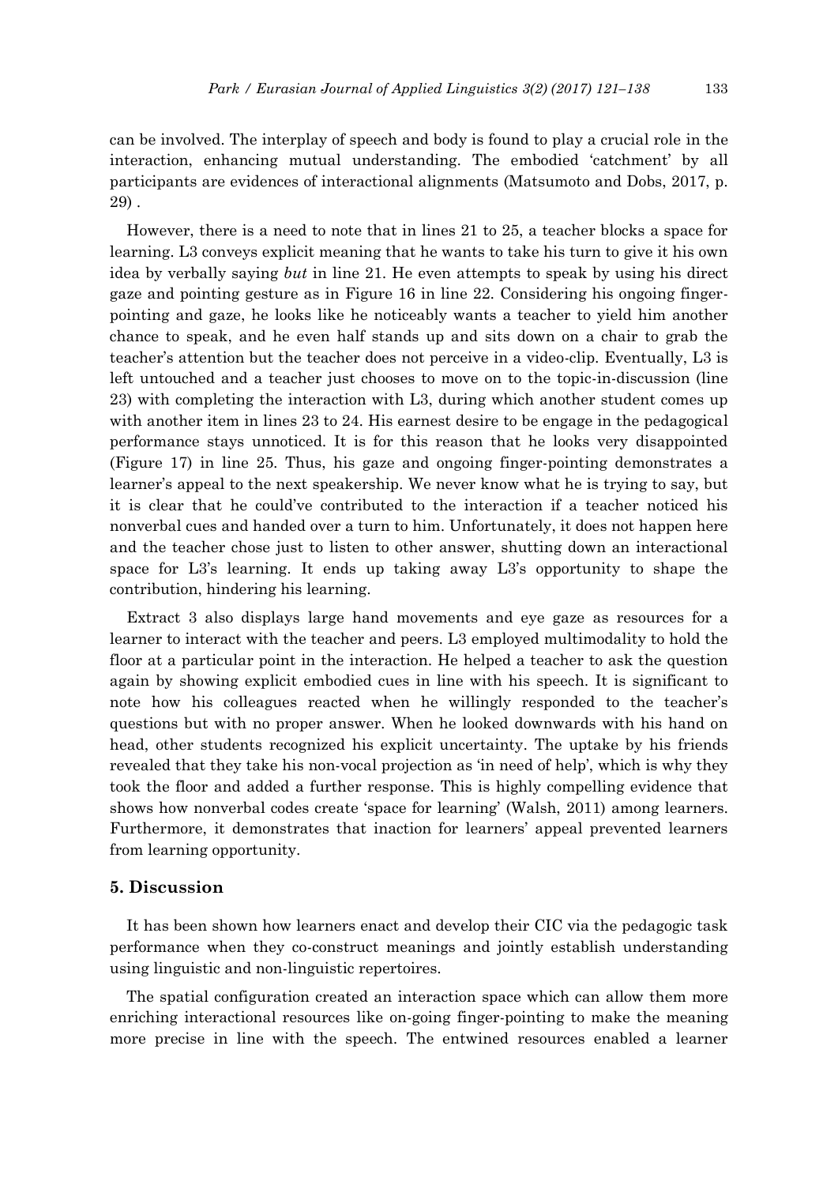can be involved. The interplay of speech and body is found to play a crucial role in the interaction, enhancing mutual understanding. The embodied 'catchment' by all participants are evidences of interactional alignments (Matsumoto and Dobs, 2017, p. 29) .

However, there is a need to note that in lines 21 to 25, a teacher blocks a space for learning. L3 conveys explicit meaning that he wants to take his turn to give it his own idea by verbally saying *but* in line 21. He even attempts to speak by using his direct gaze and pointing gesture as in Figure 16 in line 22. Considering his ongoing finger-pointing and gaze, he looks like he noticeably wants a teacher to yield him another chance to speak, and he even half stands up and sits down on a chair to grab the teacher's attention but the teacher does not perceive in a video-clip. Eventually, L3 is left untouched and a teacher just chooses to move on to the topic-in-discussion (line 23) with completing the interaction with L3, during which another student comes up with another item in lines 23 to 24. His earnest desire to be engage in the pedagogical performance stays unnoticed. It is for this reason that he looks very disappointed (Figure 17) in line 25. Thus, his gaze and ongoing finger-pointing demonstrates a learner's appeal to the next speakership. We never know what he is trying to say, but it is clear that he could've contributed to the interaction if a teacher noticed his nonverbal cues and handed over a turn to him. Unfortunately, it does not happen here and the teacher chose just to listen to other answer, shutting down an interactional space for L3's learning. It ends up taking away L3's opportunity to shape the contribution, hindering his learning.

Extract 3 also displays large hand movements and eye gaze as resources for a learner to interact with the teacher and peers. L3 employed multimodality to hold the floor at a particular point in the interaction. He helped a teacher to ask the question again by showing explicit embodied cues in line with his speech. It is significant to note how his colleagues reacted when he willingly responded to the teacher's questions but with no proper answer. When he looked downwards with his hand on head, other students recognized his explicit uncertainty. The uptake by his friends revealed that they take his non-vocal projection as 'in need of help', which is why they took the floor and added a further response. This is highly compelling evidence that shows how nonverbal codes create 'space for learning' (Walsh, 2011) among learners. Furthermore, it demonstrates that inaction for learners' appeal prevented learners from learning opportunity.

## 5. Discussion

It has been shown how learners enact and develop their CIC via the pedagogic task performance when they co-construct meanings and jointly establish understanding using linguistic and non-linguistic repertoires.

The spatial configuration created an interaction space which can allow them more enriching interactional resources like on-going finger-pointing to make the meaning more precise in line with the speech. The entwined resources enabled a learner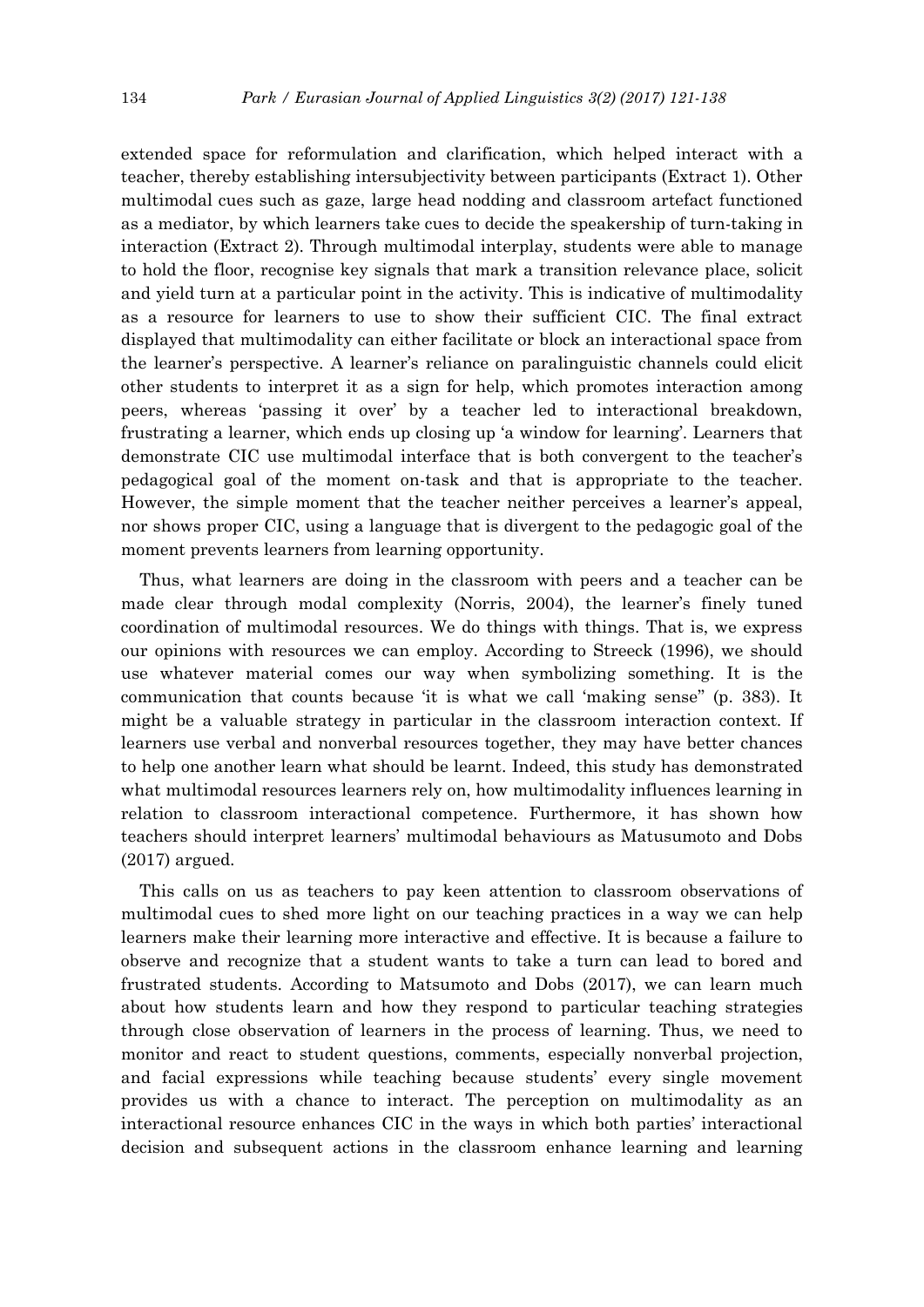extended space for reformulation and clarification, which helped interact with a teacher, thereby establishing intersubjectivity between participants (Extract 1). Other multimodal cues such as gaze, large head nodding and classroom artefact functioned as a mediator, by which learners take cues to decide the speakership of turn-taking in interaction (Extract 2). Through multimodal interplay, students were able to manage to hold the floor, recognise key signals that mark a transition relevance place, solicit and yield turn at a particular point in the activity. This is indicative of multimodality as a resource for learners to use to show their sufficient CIC. The final extract displayed that multimodality can either facilitate or block an interactional space from the learner's perspective. A learner's reliance on paralinguistic channels could elicit other students to interpret it as a sign for help, which promotes interaction among peers, whereas 'passing it over' by a teacher led to interactional breakdown, frustrating a learner, which ends up closing up 'a window for learning'. Learners that demonstrate CIC use multimodal interface that is both convergent to the teacher's pedagogical goal of the moment on-task and that is appropriate to the teacher. However, the simple moment that the teacher neither perceives a learner's appeal, nor shows proper CIC, using a language that is divergent to the pedagogic goal of the moment prevents learners from learning opportunity.

Thus, what learners are doing in the classroom with peers and a teacher can be made clear through modal complexity (Norris, 2004), the learner's finely tuned coordination of multimodal resources. We do things with things. That is, we express our opinions with resources we can employ. According to Streeck (1996), we should use whatever material comes our way when symbolizing something. It is the communication that counts because 'it is what we call 'making sense" (p. 383). It might be a valuable strategy in particular in the classroom interaction context. If learners use verbal and nonverbal resources together, they may have better chances to help one another learn what should be learnt. Indeed, this study has demonstrated what multimodal resources learners rely on, how multimodality influences learning in relation to classroom interactional competence. Furthermore, it has shown how teachers should interpret learners' multimodal behaviours as Matusumoto and Dobs (2017) argued.

This calls on us as teachers to pay keen attention to classroom observations of multimodal cues to shed more light on our teaching practices in a way we can help learners make their learning more interactive and effective. It is because a failure to observe and recognize that a student wants to take a turn can lead to bored and frustrated students. According to Matsumoto and Dobs (2017), we can learn much about how students learn and how they respond to particular teaching strategies through close observation of learners in the process of learning. Thus, we need to monitor and react to student questions, comments, especially nonverbal projection, and facial expressions while teaching because students' every single movement provides us with a chance to interact. The perception on multimodality as an interactional resource enhances CIC in the ways in which both parties' interactional decision and subsequent actions in the classroom enhance learning and learning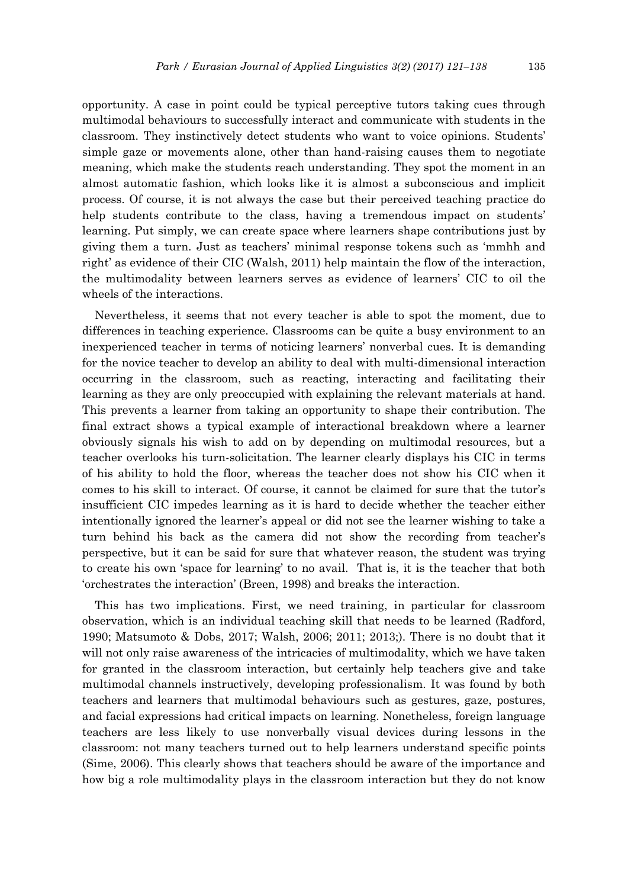opportunity. A case in point could be typical perceptive tutors taking cues through multimodal behaviours to successfully interact and communicate with students in the classroom. They instinctively detect students who want to voice opinions. Students' simple gaze or movements alone, other than hand-raising causes them to negotiate meaning, which make the students reach understanding. They spot the moment in an almost automatic fashion, which looks like it is almost a subconscious and implicit process. Of course, it is not always the case but their perceived teaching practice do help students contribute to the class, having a tremendous impact on students' learning. Put simply, we can create space where learners shape contributions just by giving them a turn. Just as teachers' minimal response tokens such as 'mmhh and right' as evidence of their CIC (Walsh, 2011) help maintain the flow of the interaction, the multimodality between learners serves as evidence of learners' CIC to oil the wheels of the interactions.

Nevertheless, it seems that not every teacher is able to spot the moment, due to differences in teaching experience. Classrooms can be quite a busy environment to an inexperienced teacher in terms of noticing learners' nonverbal cues. It is demanding for the novice teacher to develop an ability to deal with multi-dimensional interaction occurring in the classroom, such as reacting, interacting and facilitating their learning as they are only preoccupied with explaining the relevant materials at hand. This prevents a learner from taking an opportunity to shape their contribution. The final extract shows a typical example of interactional breakdown where a learner obviously signals his wish to add on by depending on multimodal resources, but a teacher overlooks his turn-solicitation. The learner clearly displays his CIC in terms of his ability to hold the floor, whereas the teacher does not show his CIC when it comes to his skill to interact. Of course, it cannot be claimed for sure that the tutor's insufficient CIC impedes learning as it is hard to decide whether the teacher either intentionally ignored the learner's appeal or did not see the learner wishing to take a turn behind his back as the camera did not show the recording from teacher's perspective, but it can be said for sure that whatever reason, the student was trying to create his own 'space for learning' to no avail. That is, it is the teacher that both 'orchestrates the interaction' (Breen, 1998) and breaks the interaction.

This has two implications. First, we need training, in particular for classroom observation, which is an individual teaching skill that needs to be learned (Radford, 1990; Matsumoto & Dobs, 2017; Walsh, 2006; 2011; 2013;). There is no doubt that it will not only raise awareness of the intricacies of multimodality, which we have taken for granted in the classroom interaction, but certainly help teachers give and take multimodal channels instructively, developing professionalism. It was found by both teachers and learners that multimodal behaviours such as gestures, gaze, postures, and facial expressions had critical impacts on learning. Nonetheless, foreign language teachers are less likely to use nonverbally visual devices during lessons in the classroom: not many teachers turned out to help learners understand specific points (Sime, 2006). This clearly shows that teachers should be aware of the importance and how big a role multimodality plays in the classroom interaction but they do not know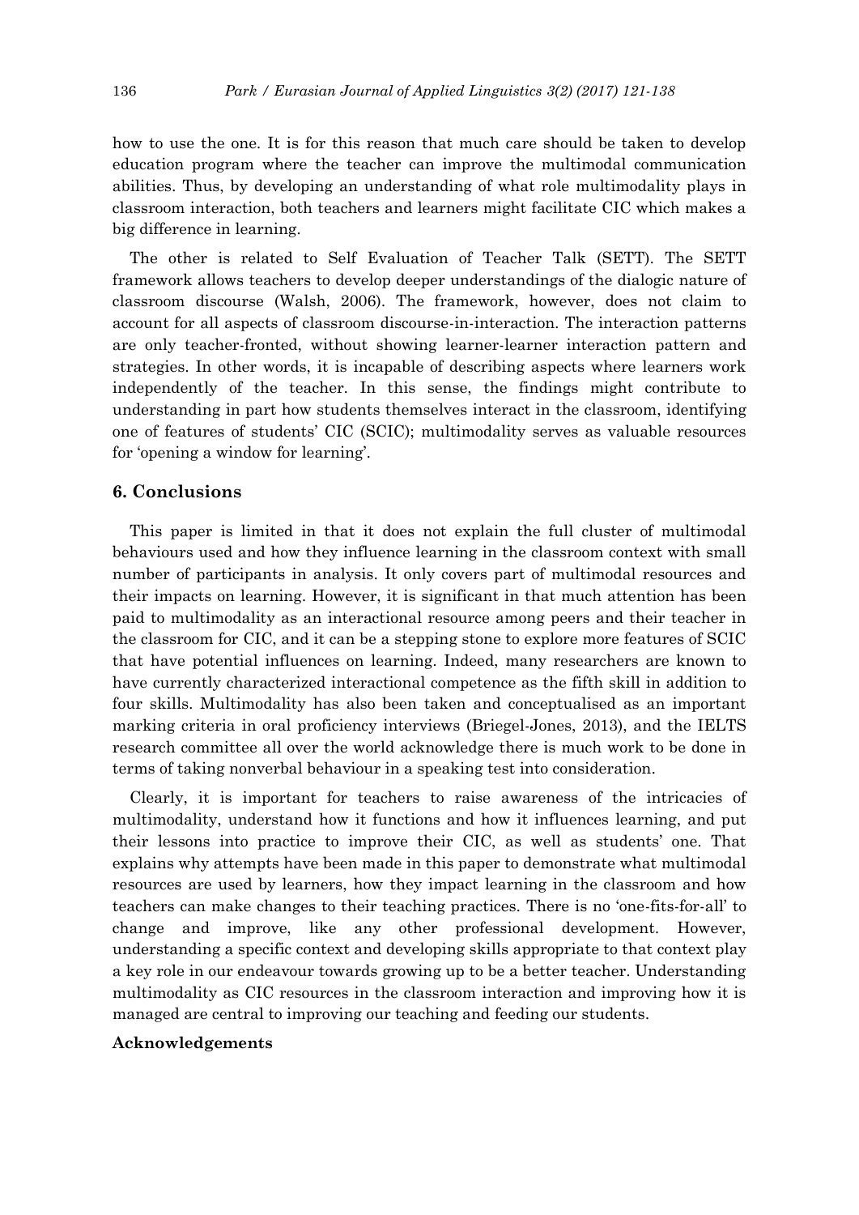how to use the one. It is for this reason that much care should be taken to develop education program where the teacher can improve the multimodal communication abilities. Thus, by developing an understanding of what role multimodality plays in classroom interaction, both teachers and learners might facilitate CIC which makes a big difference in learning.

The other is related to Self Evaluation of Teacher Talk (SETT). The SETT framework allows teachers to develop deeper understandings of the dialogic nature of classroom discourse (Walsh, 2006). The framework, however, does not claim to account for all aspects of classroom discourse-in-interaction. The interaction patterns are only teacher-fronted, without showing learner-learner interaction pattern and strategies. In other words, it is incapable of describing aspects where learners work independently of the teacher. In this sense, the findings might contribute to understanding in part how students themselves interact in the classroom, identifying one of features of students' CIC (SCIC); multimodality serves as valuable resources for 'opening a window for learning'.

## 6. Conclusions

This paper is limited in that it does not explain the full cluster of multimodal behaviours used and how they influence learning in the classroom context with small number of participants in analysis. It only covers part of multimodal resources and their impacts on learning. However, it is significant in that much attention has been paid to multimodality as an interactional resource among peers and their teacher in the classroom for CIC, and it can be a stepping stone to explore more features of SCIC that have potential influences on learning. Indeed, many researchers are known to have currently characterized interactional competence as the fifth skill in addition to four skills. Multimodality has also been taken and conceptualised as an important marking criteria in oral proficiency interviews (Briegel-Jones, 2013), and the IELTS research committee all over the world acknowledge there is much work to be done in terms of taking nonverbal behaviour in a speaking test into consideration.

Clearly, it is important for teachers to raise awareness of the intricacies of multimodality, understand how it functions and how it influences learning, and put their lessons into practice to improve their CIC, as well as students' one. That explains why attempts have been made in this paper to demonstrate what multimodal resources are used by learners, how they impact learning in the classroom and how teachers can make changes to their teaching practices. There is no 'one-fits-for-all' to change and improve, like any other professional development. However, understanding a specific context and developing skills appropriate to that context play a key role in our endeavour towards growing up to be a better teacher. Understanding multimodality as CIC resources in the classroom interaction and improving how it is managed are central to improving our teaching and feeding our students.

### Acknowledgements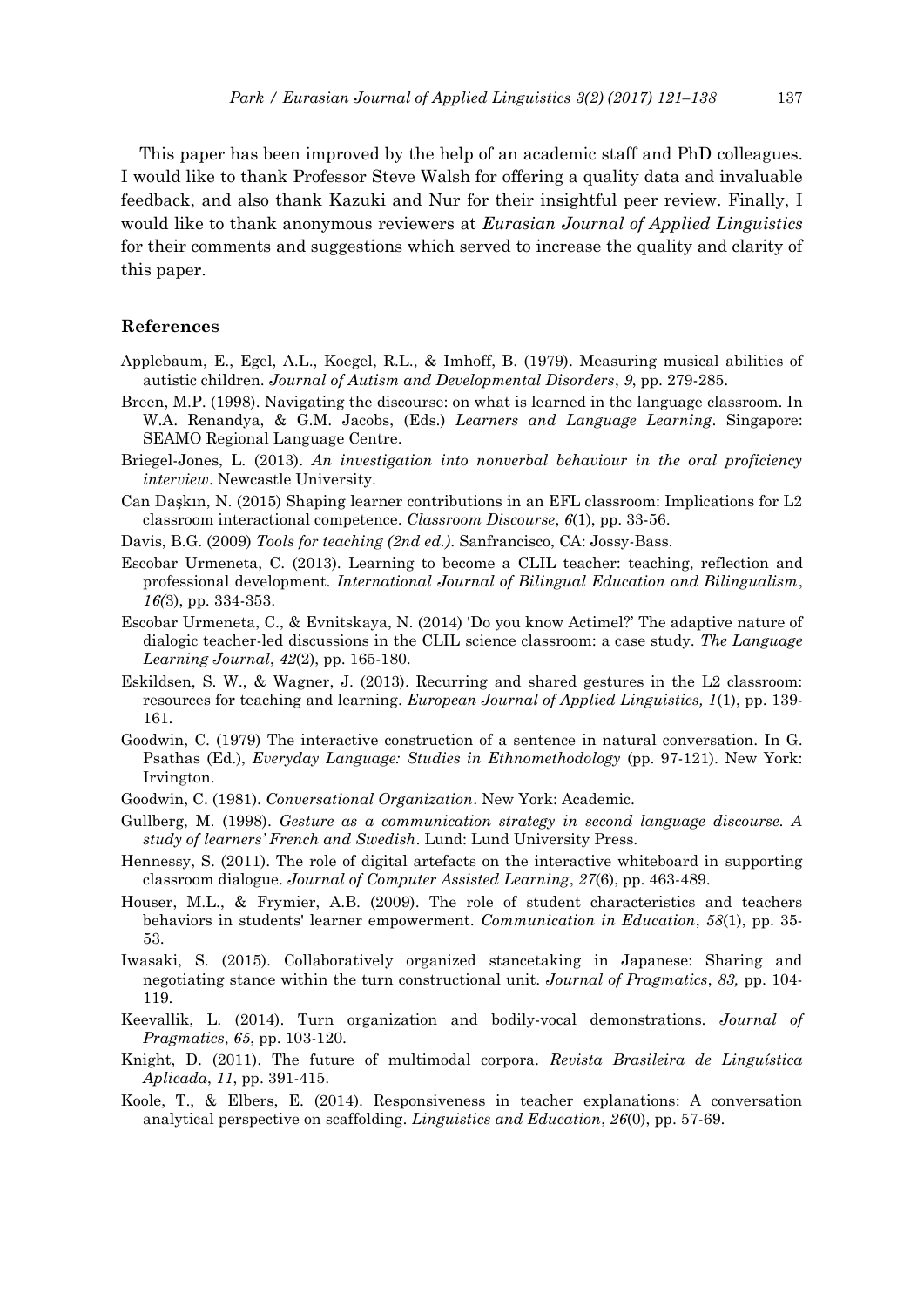This paper has been improved by the help of an academic staff and PhD colleagues. I would like to thank Professor Steve Walsh for offering a quality data and invaluable feedback, and also thank Kazuki and Nur for their insightful peer review. Finally, I would like to thank anonymous reviewers at *Eurasian Journal of Applied Linguistics* for their comments and suggestions which served to increase the quality and clarity of this paper.

## References

Applebaum, E., Egel, A.L., Koegel, R.L., & Imhoff, B. (1979). Measuring musical abilities of autistic children. *Journal of Autism and Developmental Disorders*, *9*, pp. 279-285.

Breen, M.P. (1998). Navigating the discourse: on what is learned in the language classroom. In W.A. Renandya, & G.M. Jacobs, (Eds.) *Learners and Language Learning*. Singapore: SEAMO Regional Language Centre.

Briegel-Jones, L. (2013). *An investigation into nonverbal behaviour in the oral proficiency interview*. Newcastle University.

Can Daşkın, N. (2015) Shaping learner contributions in an EFL classroom: Implications for L2 classroom interactional competence. *Classroom Discourse*, *6*(1), pp. 33-56.

Davis, B.G. (2009) *Tools for teaching (2nd ed.).* Sanfrancisco, CA: Jossy-Bass.

Escobar Urmeneta, C. (2013). Learning to become a CLIL teacher: teaching, reflection and professional development. *International Journal of Bilingual Education and Bilingualism*, *16(*3), pp. 334-353.

Escobar Urmeneta, C., & Evnitskaya, N. (2014) 'Do you know Actimel?' The adaptive nature of dialogic teacher-led discussions in the CLIL science classroom: a case study. *The Language Learning Journal*, *42*(2), pp. 165-180.

Eskildsen, S. W., & Wagner, J. (2013). Recurring and shared gestures in the L2 classroom: resources for teaching and learning. *European Journal of Applied Linguistics, 1*(1), pp. 139-161.

Goodwin, C. (1979) The interactive construction of a sentence in natural conversation. In G. Psathas (Ed.), *Everyday Language: Studies in Ethnomethodology* (pp. 97-121). New York: Irvington.

Goodwin, C. (1981). *Conversational Organization*. New York: Academic.

Gullberg, M. (1998). *Gesture as a communication strategy in second language discourse. A study of learners' French and Swedish*. Lund: Lund University Press.

Hennessy, S. (2011). The role of digital artefacts on the interactive whiteboard in supporting classroom dialogue. *Journal of Computer Assisted Learning*, *27*(6), pp. 463-489.

Houser, M.L., & Frymier, A.B. (2009). The role of student characteristics and teachers behaviors in students' learner empowerment. *Communication in Education*, *58*(1), pp. 35-53.

Iwasaki, S. (2015). Collaboratively organized stancetaking in Japanese: Sharing and negotiating stance within the turn constructional unit. *Journal of Pragmatics*, *83,* pp. 104-119.

Keevallik, L. (2014). Turn organization and bodily-vocal demonstrations. *Journal of Pragmatics*, *65*, pp. 103-120.

Knight, D. (2011). The future of multimodal corpora. *Revista Brasileira de Linguística Aplicada*, *11*, pp. 391-415.

Koole, T., & Elbers, E. (2014). Responsiveness in teacher explanations: A conversation analytical perspective on scaffolding. *Linguistics and Education*, *26*(0), pp. 57-69.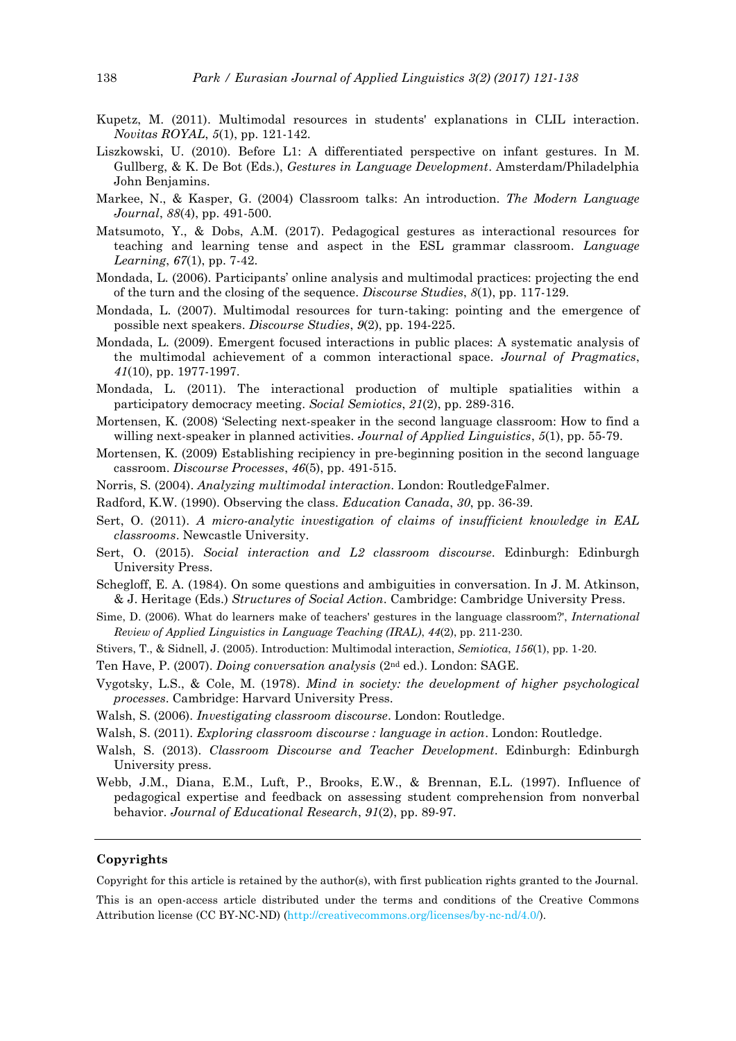Kupetz, M. (2011). Multimodal resources in students' explanations in CLIL interaction. *Novitas ROYAL*, *5*(1), pp. 121-142.

Liszkowski, U. (2010). Before L1: A differentiated perspective on infant gestures. In M. Gullberg, & K. De Bot (Eds.), *Gestures in Language Development*. Amsterdam/Philadelphia John Benjamins.

Markee, N., & Kasper, G. (2004) Classroom talks: An introduction. *The Modern Language Journal*, *88*(4), pp. 491-500.

Matsumoto, Y., & Dobs, A.M. (2017). Pedagogical gestures as interactional resources for teaching and learning tense and aspect in the ESL grammar classroom. *Language Learning*, *67*(1), pp. 7-42.

Mondada, L. (2006). Participants' online analysis and multimodal practices: projecting the end of the turn and the closing of the sequence. *Discourse Studies*, *8*(1), pp. 117-129.

Mondada, L. (2007). Multimodal resources for turn-taking: pointing and the emergence of possible next speakers. *Discourse Studies*, *9*(2), pp. 194-225.

Mondada, L. (2009). Emergent focused interactions in public places: A systematic analysis of the multimodal achievement of a common interactional space. *Journal of Pragmatics*, *41*(10), pp. 1977-1997.

Mondada, L. (2011). The interactional production of multiple spatialities within a participatory democracy meeting. *Social Semiotics*, *21*(2), pp. 289-316.

Mortensen, K. (2008) 'Selecting next-speaker in the second language classroom: How to find a willing next-speaker in planned activities. *Journal of Applied Linguistics*, *5*(1), pp. 55-79.

Mortensen, K. (2009) Establishing recipiency in pre-beginning position in the second language cassroom. *Discourse Processes*, *46*(5), pp. 491-515.

Norris, S. (2004). *Analyzing multimodal interaction*. London: RoutledgeFalmer.

Radford, K.W. (1990). Observing the class. *Education Canada*, *30*, pp. 36-39.

Sert, O. (2011). *A micro-analytic investigation of claims of insufficient knowledge in EAL classrooms*. Newcastle University.

Sert, O. (2015). *Social interaction and L2 classroom discourse*. Edinburgh: Edinburgh University Press.

Schegloff, E. A. (1984). On some questions and ambiguities in conversation. In J. M. Atkinson, & J. Heritage (Eds.) *Structures of Social Action*. Cambridge: Cambridge University Press.

Sime, D. (2006). What do learners make of teachers' gestures in the language classroom?', *International Review of Applied Linguistics in Language Teaching (IRAL)*, *44*(2), pp. 211-230.

Stivers, T., & Sidnell, J. (2005). Introduction: Multimodal interaction, *Semiotica*, *156*(1), pp. 1-20.

Ten Have, P. (2007). *Doing conversation analysis* (2nd ed.). London: SAGE.

Vygotsky, L.S., & Cole, M. (1978). *Mind in society: the development of higher psychological processes*. Cambridge: Harvard University Press.

Walsh, S. (2006). *Investigating classroom discourse*. London: Routledge.

Walsh, S. (2011). *Exploring classroom discourse : language in action*. London: Routledge.

Walsh, S. (2013). *Classroom Discourse and Teacher Development*. Edinburgh: Edinburgh University press.

Webb, J.M., Diana, E.M., Luft, P., Brooks, E.W., & Brennan, E.L. (1997). Influence of pedagogical expertise and feedback on assessing student comprehension from nonverbal behavior. *Journal of Educational Research*, *91*(2), pp. 89-97.

---

**Copyrights**

Copyright for this article is retained by the author(s), with first publication rights granted to the Journal.

This is an open-access article distributed under the terms and conditions of the Creative Commons Attribution license (CC BY-NC-ND) (http://creativecommons.org/licenses/by-nc-nd/4.0/).